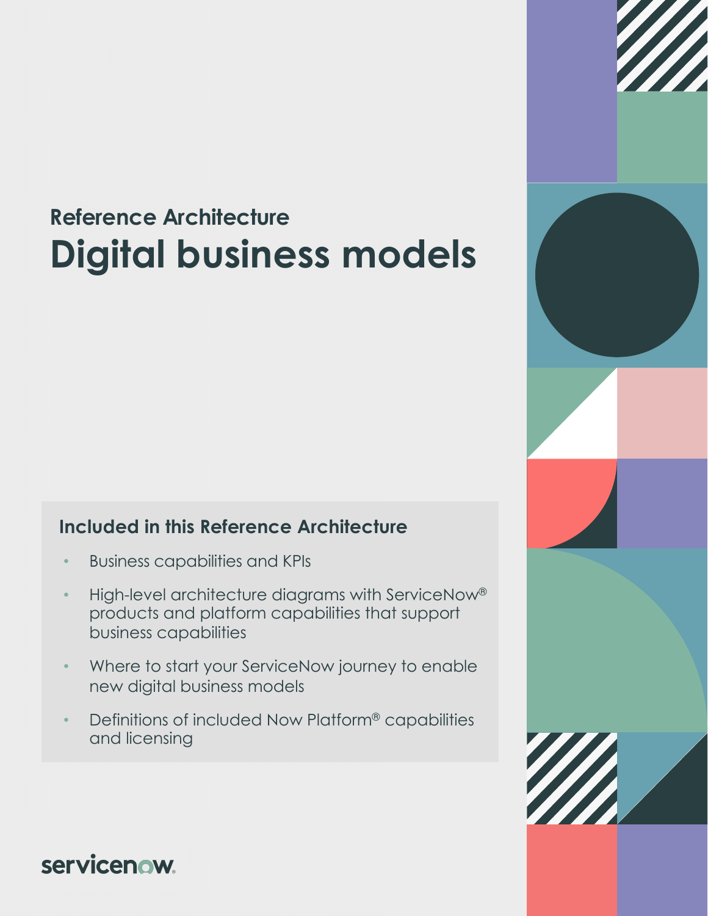## Reference Architecture

# Digital business models

### Included in this Reference Architecture

- Business capabilities and KPIs
- High-level architecture diagrams with ServiceNow® products and platform capabilities that support business capabilities
- Where to start your ServiceNow journey to enable new digital business models
- Definitions of included Now Platform® capabilities and licensing

servicenow.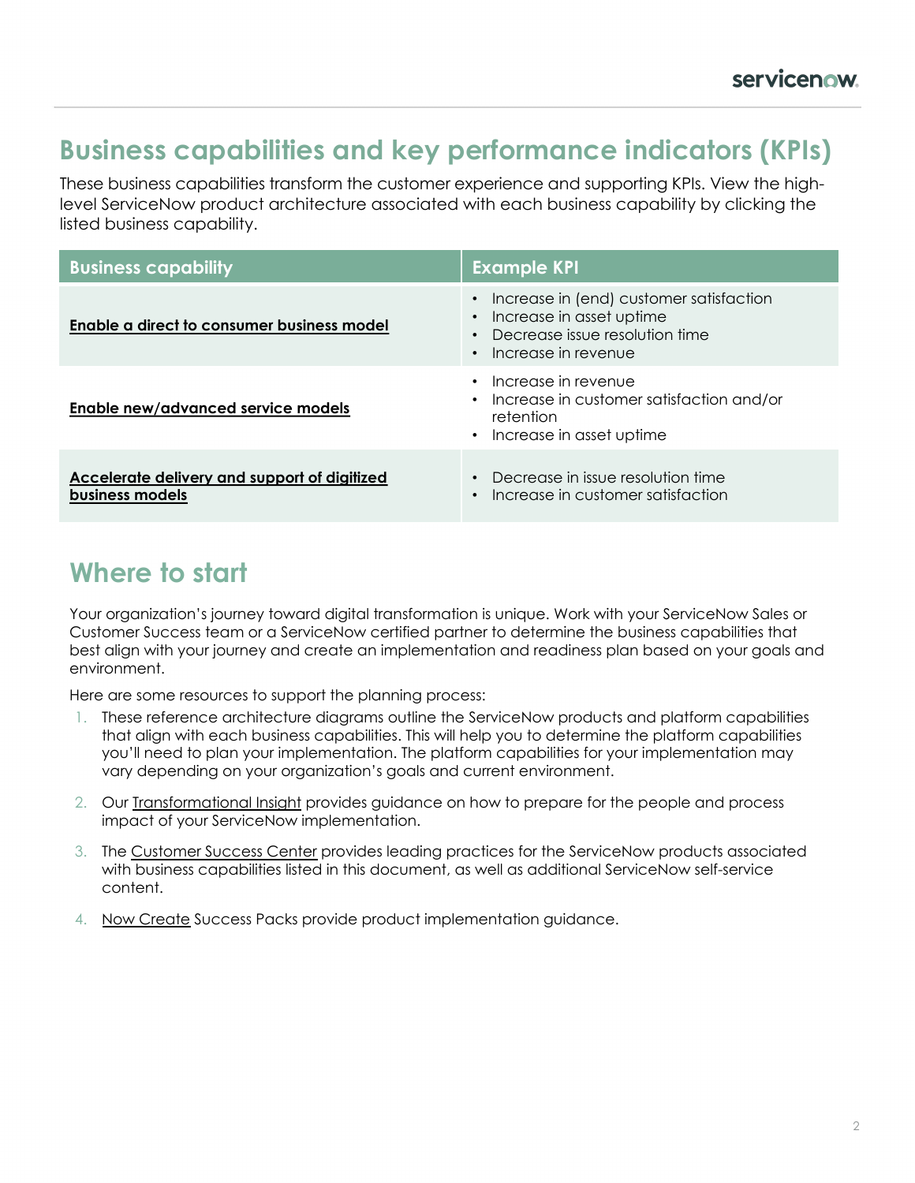## Business capabilities and key performance indicators (KPIs)

These business capabilities transform the customer experience and supporting KPIs. View the high-level ServiceNow product architecture associated with each business capability by clicking the listed business capability.

| Business capability | Example KPI |
| --- | --- |
| **Enable a direct to consumer business model** | • Increase in (end) customer satisfaction<br>• Increase in asset uptime<br>• Decrease issue resolution time<br>• Increase in revenue |
| **Enable new/advanced service models** | • Increase in revenue<br>• Increase in customer satisfaction and/or retention<br>• Increase in asset uptime |
| **Accelerate delivery and support of digitized business models** | • Decrease in issue resolution time<br>• Increase in customer satisfaction |

## Where to start

Your organization's journey toward digital transformation is unique. Work with your ServiceNow Sales or Customer Success team or a ServiceNow certified partner to determine the business capabilities that best align with your journey and create an implementation and readiness plan based on your goals and environment.

Here are some resources to support the planning process:

1. These reference architecture diagrams outline the ServiceNow products and platform capabilities that align with each business capabilities. This will help you to determine the platform capabilities you'll need to plan your implementation. The platform capabilities for your implementation may vary depending on your organization's goals and current environment.

2. Our Transformational Insight provides guidance on how to prepare for the people and process impact of your ServiceNow implementation.

3. The Customer Success Center provides leading practices for the ServiceNow products associated with business capabilities listed in this document, as well as additional ServiceNow self-service content.

4. Now Create Success Packs provide product implementation guidance.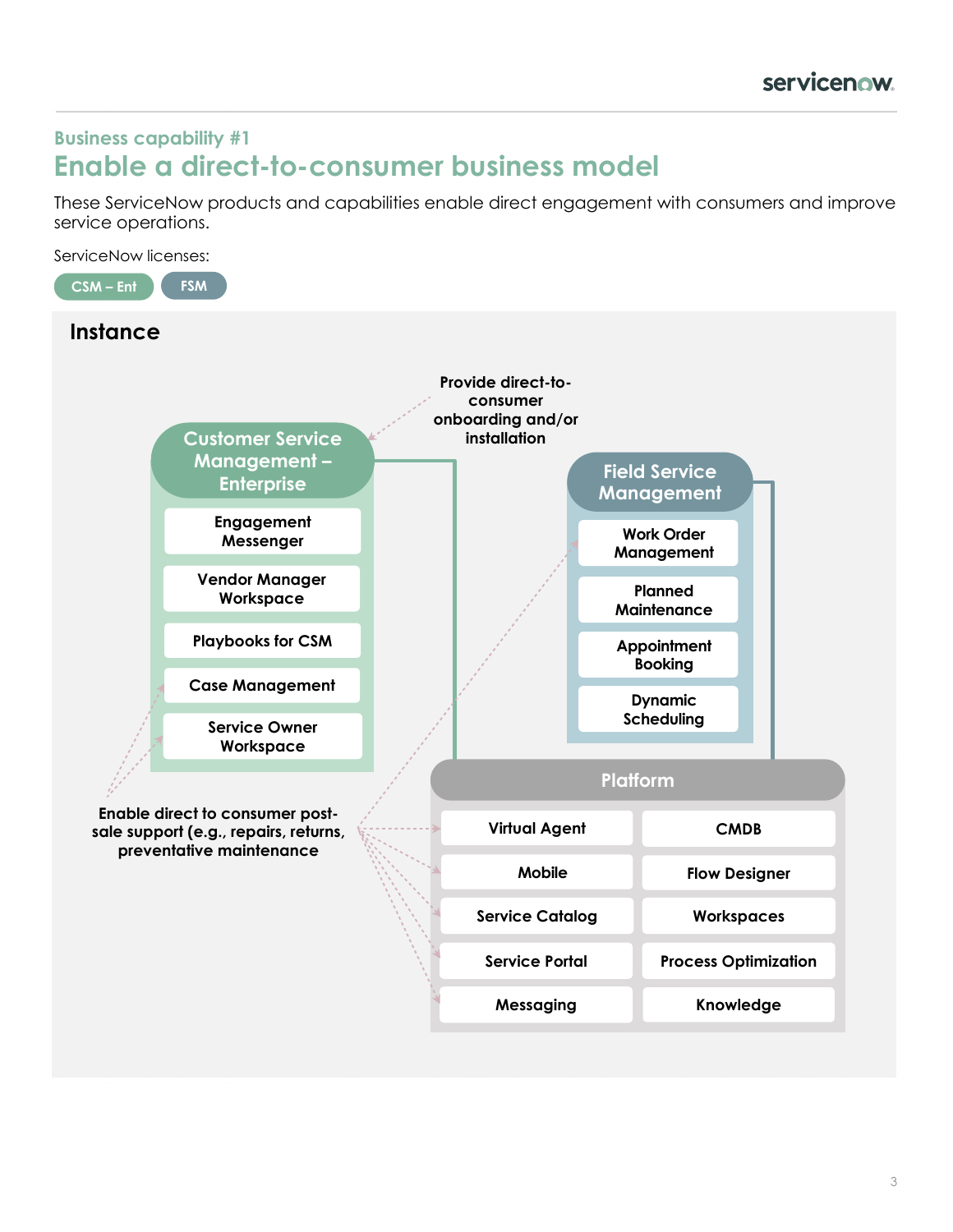Business capability #1

# Enable a direct-to-consumer business model

These ServiceNow products and capabilities enable direct engagement with consumers and improve service operations.

ServiceNow licenses:

CSM – Ent | FSM

## Instance

Provide direct-to-consumer onboarding and/or installation

### Customer Service Management – Enterprise

- Engagement Messenger
- Vendor Manager Workspace
- Playbooks for CSM
- Case Management
- Service Owner Workspace

### Field Service Management

- Work Order Management
- Planned Maintenance
- Appointment Booking
- Dynamic Scheduling

Enable direct to consumer post-sale support (e.g., repairs, returns, preventative maintenance

### Platform

| | |
|---|---|
| Virtual Agent | CMDB |
| Mobile | Flow Designer |
| Service Catalog | Workspaces |
| Service Portal | Process Optimization |
| Messaging | Knowledge |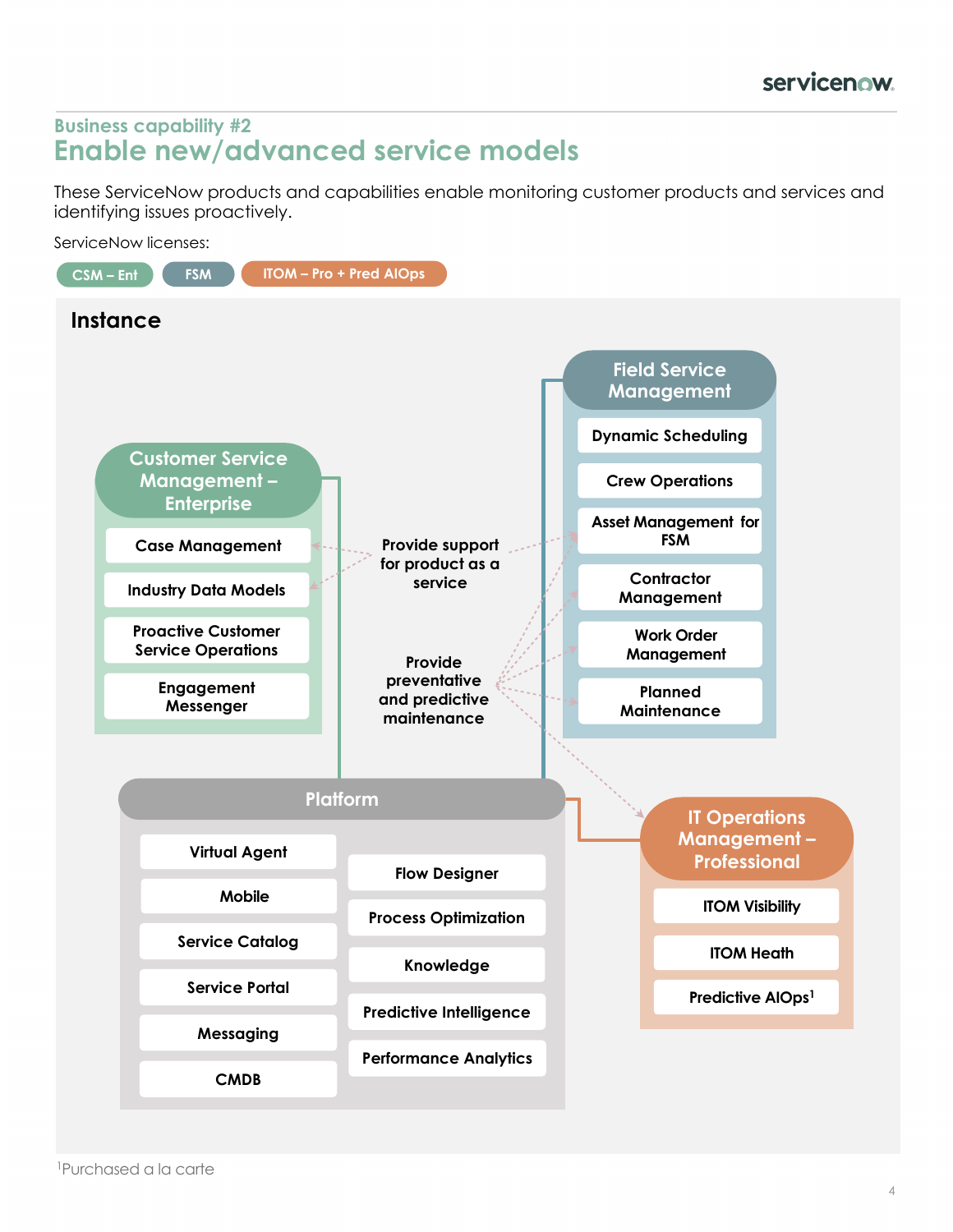## Business capability #2

# Enable new/advanced service models

These ServiceNow products and capabilities enable monitoring customer products and services and identifying issues proactively.

ServiceNow licenses:

CSM – Ent | FSM | ITOM – Pro + Pred AIOps

### Instance

**Customer Service Management – Enterprise**

- Case Management
- Industry Data Models
- Proactive Customer Service Operations
- Engagement Messenger

**Field Service Management**

- Dynamic Scheduling
- Crew Operations
- Asset Management for FSM
- Contractor Management
- Work Order Management
- Planned Maintenance

Provide support for product as a service

Provide preventative and predictive maintenance

**Platform**

- Virtual Agent
- Mobile
- Service Catalog
- Service Portal
- Messaging
- CMDB
- Flow Designer
- Process Optimization
- Knowledge
- Predictive Intelligence
- Performance Analytics

**IT Operations Management – Professional**

- ITOM Visibility
- ITOM Heath
- Predictive AIOps[1]

[1]Purchased a la carte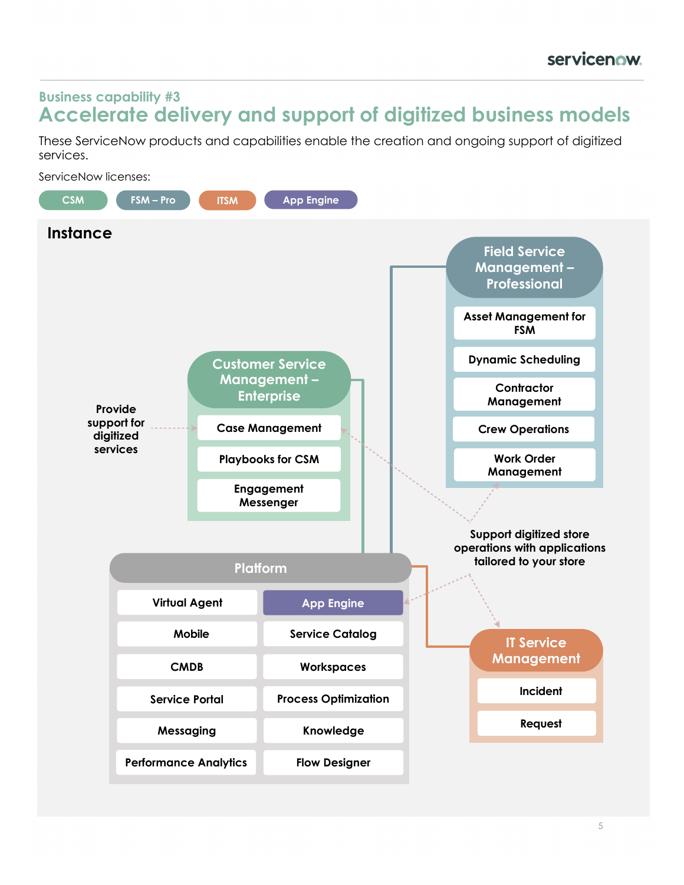Business capability #3

# Accelerate delivery and support of digitized business models

These ServiceNow products and capabilities enable the creation and ongoing support of digitized services.

ServiceNow licenses:

CSM | FSM – Pro | ITSM | App Engine

## Instance

### Field Service Management – Professional

- Asset Management for FSM
- Dynamic Scheduling
- Contractor Management
- Crew Operations
- Work Order Management

### Customer Service Management – Enterprise

- Case Management
- Playbooks for CSM
- Engagement Messenger

Provide support for digitized services

Support digitized store operations with applications tailored to your store

### Platform

| | |
|---|---|
| Virtual Agent | App Engine |
| Mobile | Service Catalog |
| CMDB | Workspaces |
| Service Portal | Process Optimization |
| Messaging | Knowledge |
| Performance Analytics | Flow Designer |

### IT Service Management

- Incident
- Request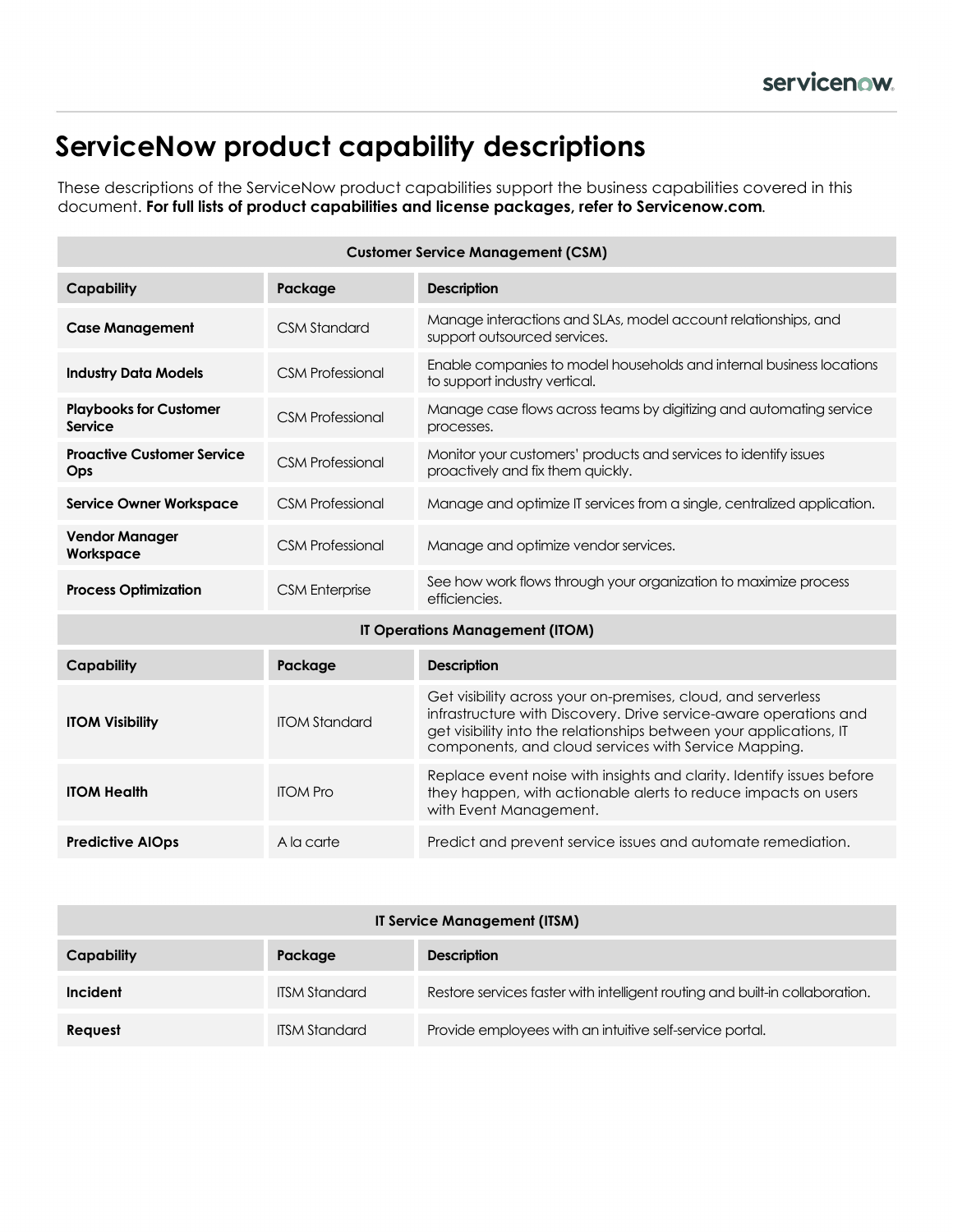# ServiceNow product capability descriptions

These descriptions of the ServiceNow product capabilities support the business capabilities covered in this document. **For full lists of product capabilities and license packages, refer to Servicenow.com**.

| Customer Service Management (CSM) | | |
|---|---|---|
| **Capability** | **Package** | **Description** |
| **Case Management** | CSM Standard | Manage interactions and SLAs, model account relationships, and support outsourced services. |
| **Industry Data Models** | CSM Professional | Enable companies to model households and internal business locations to support industry vertical. |
| **Playbooks for Customer Service** | CSM Professional | Manage case flows across teams by digitizing and automating service processes. |
| **Proactive Customer Service Ops** | CSM Professional | Monitor your customers' products and services to identify issues proactively and fix them quickly. |
| **Service Owner Workspace** | CSM Professional | Manage and optimize IT services from a single, centralized application. |
| **Vendor Manager Workspace** | CSM Professional | Manage and optimize vendor services. |
| **Process Optimization** | CSM Enterprise | See how work flows through your organization to maximize process efficiencies. |

| IT Operations Management (ITOM) | | |
|---|---|---|
| **Capability** | **Package** | **Description** |
| **ITOM Visibility** | ITOM Standard | Get visibility across your on-premises, cloud, and serverless infrastructure with Discovery. Drive service-aware operations and get visibility into the relationships between your applications, IT components, and cloud services with Service Mapping. |
| **ITOM Health** | ITOM Pro | Replace event noise with insights and clarity. Identify issues before they happen, with actionable alerts to reduce impacts on users with Event Management. |
| **Predictive AIOps** | A la carte | Predict and prevent service issues and automate remediation. |

| IT Service Management (ITSM) | | |
|---|---|---|
| **Capability** | **Package** | **Description** |
| **Incident** | ITSM Standard | Restore services faster with intelligent routing and built-in collaboration. |
| **Request** | ITSM Standard | Provide employees with an intuitive self-service portal. |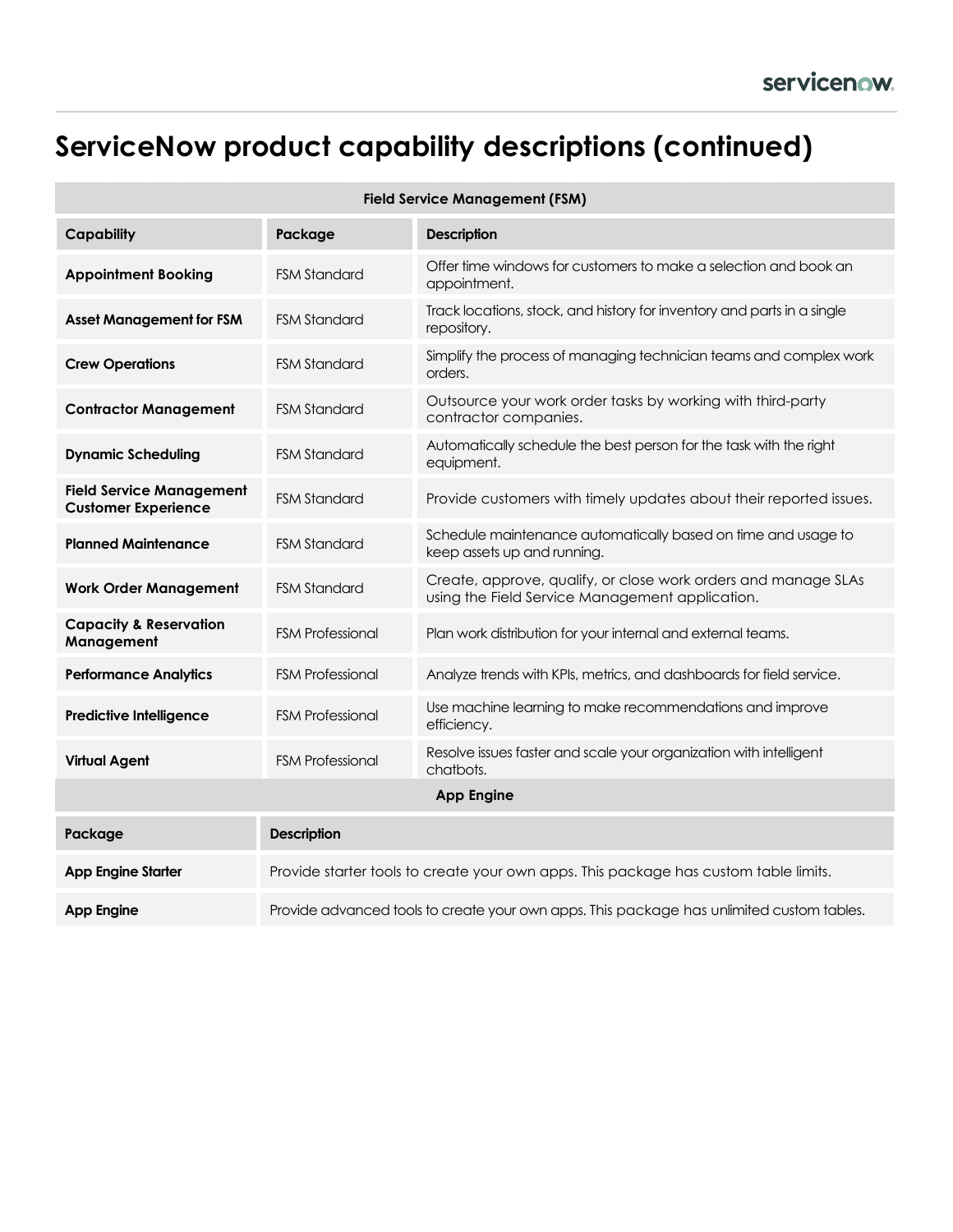# ServiceNow product capability descriptions (continued)

| Field Service Management (FSM) | | |
|---|---|---|
| **Capability** | **Package** | **Description** |
| **Appointment Booking** | FSM Standard | Offer time windows for customers to make a selection and book an appointment. |
| **Asset Management for FSM** | FSM Standard | Track locations, stock, and history for inventory and parts in a single repository. |
| **Crew Operations** | FSM Standard | Simplify the process of managing technician teams and complex work orders. |
| **Contractor Management** | FSM Standard | Outsource your work order tasks by working with third-party contractor companies. |
| **Dynamic Scheduling** | FSM Standard | Automatically schedule the best person for the task with the right equipment. |
| **Field Service Management Customer Experience** | FSM Standard | Provide customers with timely updates about their reported issues. |
| **Planned Maintenance** | FSM Standard | Schedule maintenance automatically based on time and usage to keep assets up and running. |
| **Work Order Management** | FSM Standard | Create, approve, qualify, or close work orders and manage SLAs using the Field Service Management application. |
| **Capacity & Reservation Management** | FSM Professional | Plan work distribution for your internal and external teams. |
| **Performance Analytics** | FSM Professional | Analyze trends with KPIs, metrics, and dashboards for field service. |
| **Predictive Intelligence** | FSM Professional | Use machine learning to make recommendations and improve efficiency. |
| **Virtual Agent** | FSM Professional | Resolve issues faster and scale your organization with intelligent chatbots. |

| App Engine | |
|---|---|
| **Package** | **Description** |
| **App Engine Starter** | Provide starter tools to create your own apps. This package has custom table limits. |
| **App Engine** | Provide advanced tools to create your own apps. This package has unlimited custom tables. |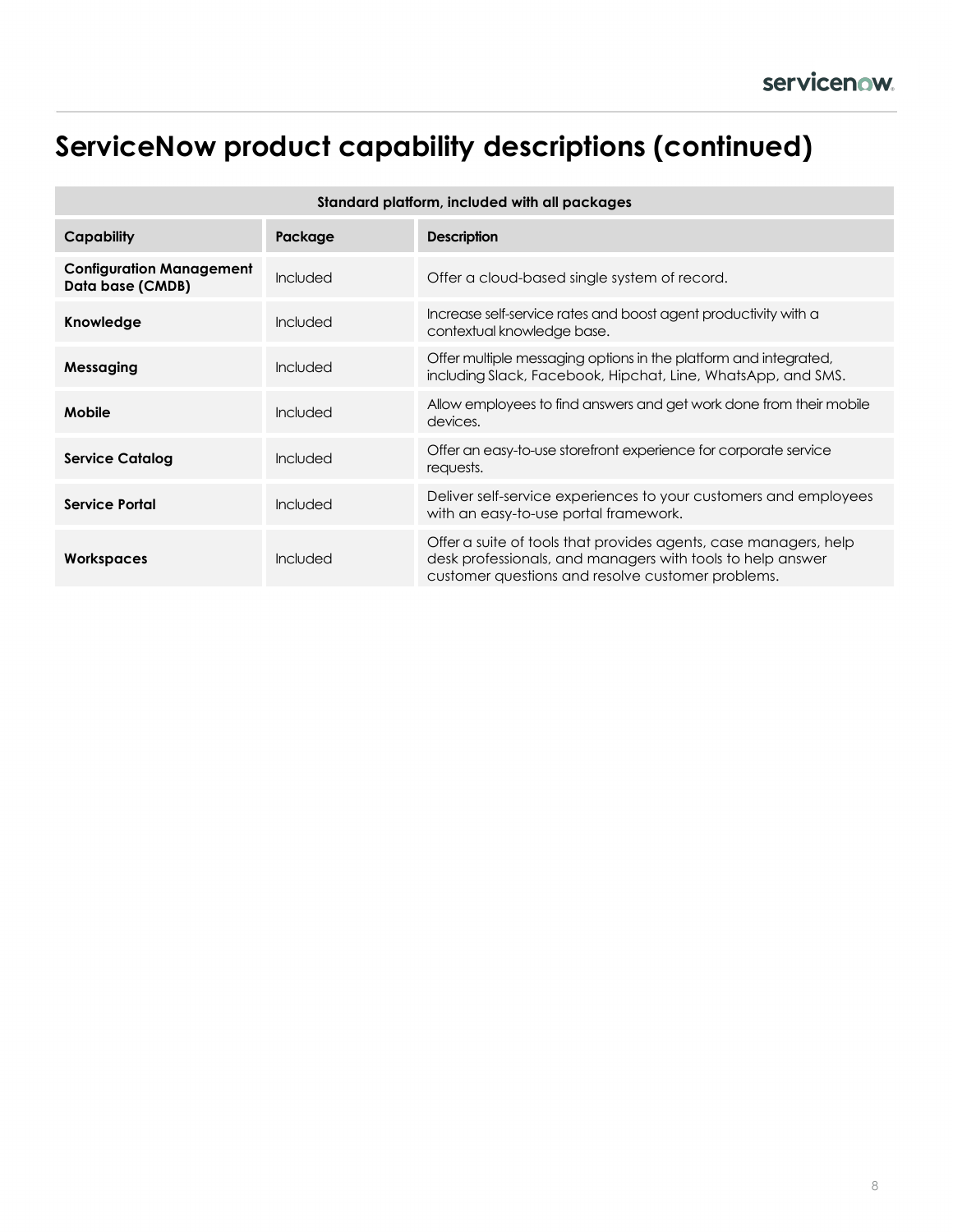# ServiceNow product capability descriptions (continued)

| Standard platform, included with all packages | | |
|---|---|---|
| **Capability** | **Package** | **Description** |
| **Configuration Management Data base (CMDB)** | Included | Offer a cloud-based single system of record. |
| **Knowledge** | Included | Increase self-service rates and boost agent productivity with a contextual knowledge base. |
| **Messaging** | Included | Offer multiple messaging options in the platform and integrated, including Slack, Facebook, Hipchat, Line, WhatsApp, and SMS. |
| **Mobile** | Included | Allow employees to find answers and get work done from their mobile devices. |
| **Service Catalog** | Included | Offer an easy-to-use storefront experience for corporate service requests. |
| **Service Portal** | Included | Deliver self-service experiences to your customers and employees with an easy-to-use portal framework. |
| **Workspaces** | Included | Offer a suite of tools that provides agents, case managers, help desk professionals, and managers with tools to help answer customer questions and resolve customer problems. |